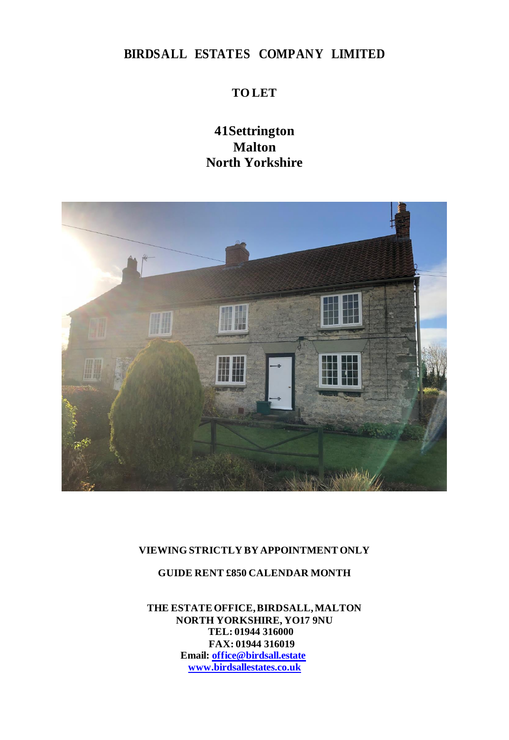# BIRDSALL ESTATES COMPANY LIMITED

## TO LET

## 41Settrington
## Malton
## North Yorkshire

**VIEWING STRICTLY BY APPOINTMENT ONLY**

**GUIDE RENT £850 CALENDAR MONTH**

**THE ESTATE OFFICE, BIRDSALL, MALTON**
**NORTH YORKSHIRE, YO17 9NU**
**TEL: 01944 316000**
**FAX: 01944 316019**
**Email: office@birdsall.estate**
**www.birdsallestates.co.uk**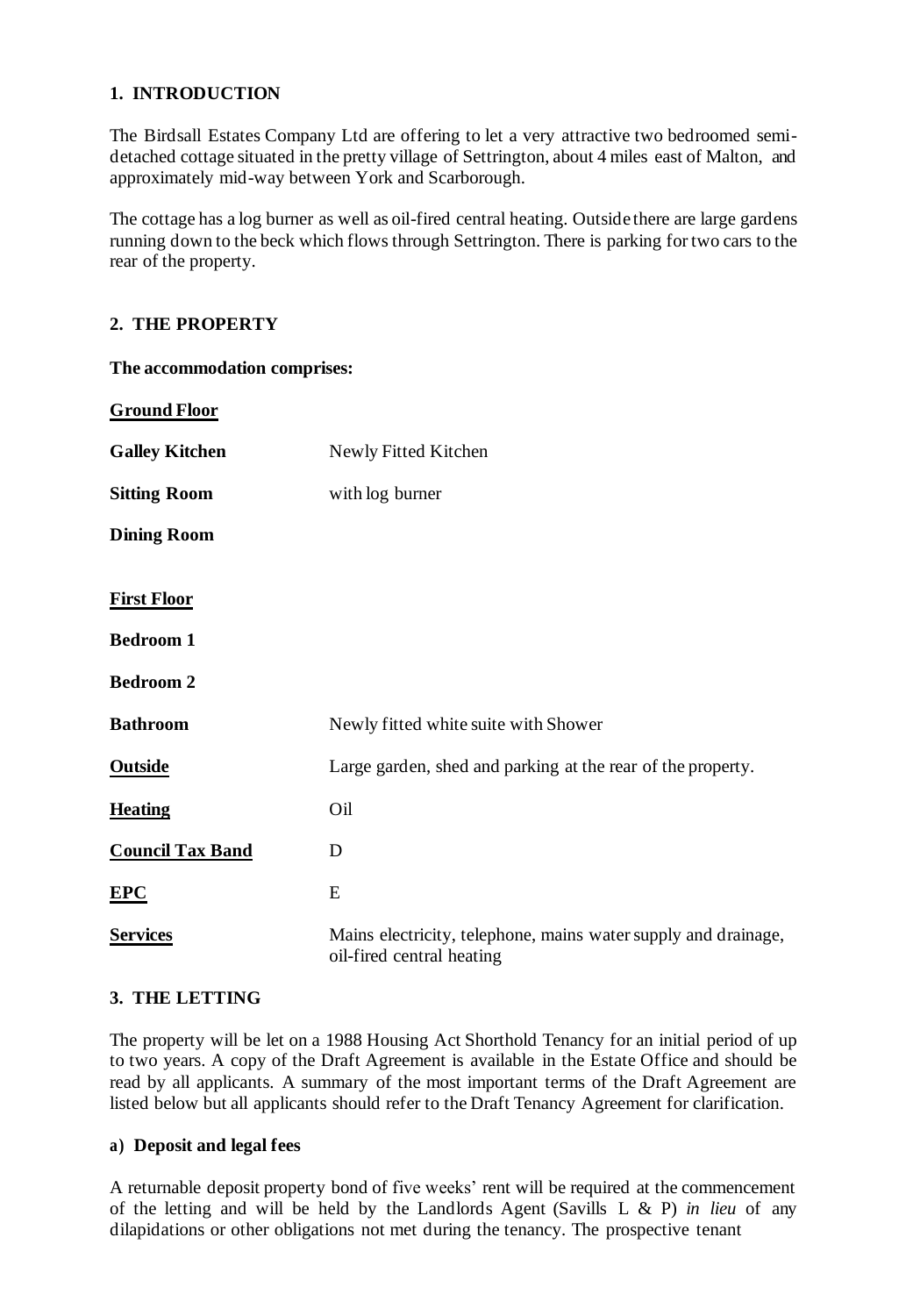## 1. INTRODUCTION

The Birdsall Estates Company Ltd are offering to let a very attractive two bedroomed semi-detached cottage situated in the pretty village of Settrington, about 4 miles east of Malton, and approximately mid-way between York and Scarborough.

The cottage has a log burner as well as oil-fired central heating. Outside there are large gardens running down to the beck which flows through Settrington. There is parking for two cars to the rear of the property.

## 2. THE PROPERTY

**The accommodation comprises:**

**Ground Floor**

| | |
|---|---|
| **Galley Kitchen** | Newly Fitted Kitchen |
| **Sitting Room** | with log burner |
| **Dining Room** | |

**First Floor**

| | |
|---|---|
| **Bedroom 1** | |
| **Bedroom 2** | |
| **Bathroom** | Newly fitted white suite with Shower |
| **Outside** | Large garden, shed and parking at the rear of the property. |
| **Heating** | Oil |
| **Council Tax Band** | D |
| **EPC** | E |
| **Services** | Mains electricity, telephone, mains water supply and drainage, oil-fired central heating |

## 3. THE LETTING

The property will be let on a 1988 Housing Act Shorthold Tenancy for an initial period of up to two years. A copy of the Draft Agreement is available in the Estate Office and should be read by all applicants. A summary of the most important terms of the Draft Agreement are listed below but all applicants should refer to the Draft Tenancy Agreement for clarification.

### a) Deposit and legal fees

A returnable deposit property bond of five weeks' rent will be required at the commencement of the letting and will be held by the Landlords Agent (Savills L & P) *in lieu* of any dilapidations or other obligations not met during the tenancy. The prospective tenant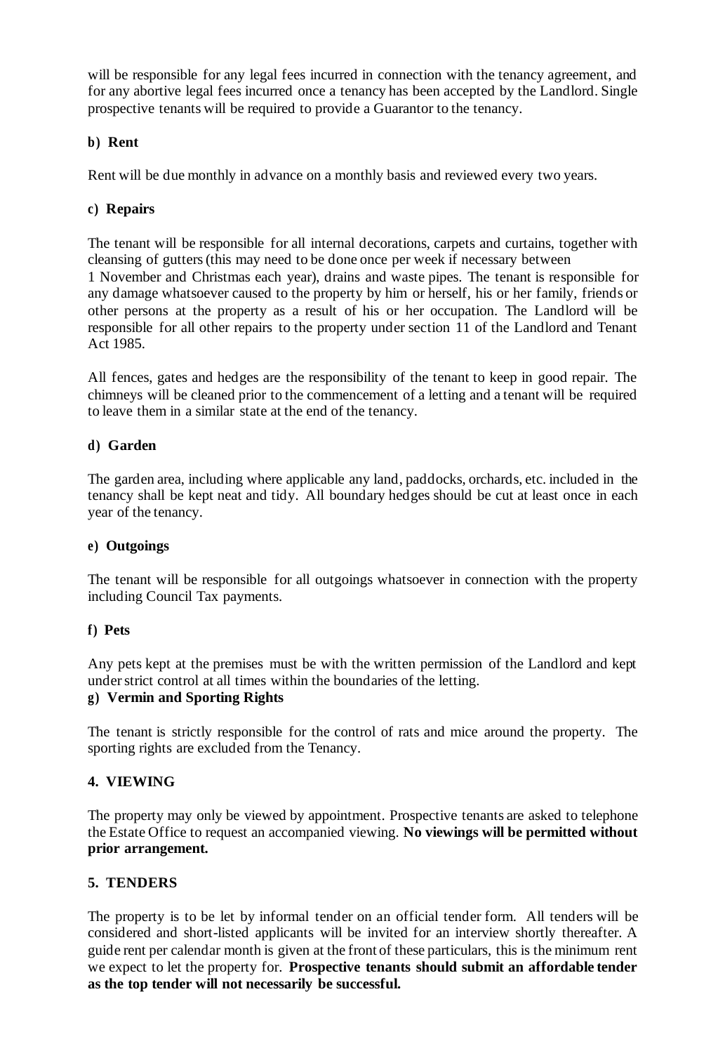will be responsible for any legal fees incurred in connection with the tenancy agreement, and for any abortive legal fees incurred once a tenancy has been accepted by the Landlord. Single prospective tenants will be required to provide a Guarantor to the tenancy.

### b) Rent

Rent will be due monthly in advance on a monthly basis and reviewed every two years.

### c) Repairs

The tenant will be responsible for all internal decorations, carpets and curtains, together with cleansing of gutters (this may need to be done once per week if necessary between 1 November and Christmas each year), drains and waste pipes. The tenant is responsible for any damage whatsoever caused to the property by him or herself, his or her family, friends or other persons at the property as a result of his or her occupation. The Landlord will be responsible for all other repairs to the property under section 11 of the Landlord and Tenant Act 1985.

All fences, gates and hedges are the responsibility of the tenant to keep in good repair. The chimneys will be cleaned prior to the commencement of a letting and a tenant will be required to leave them in a similar state at the end of the tenancy.

### d) Garden

The garden area, including where applicable any land, paddocks, orchards, etc. included in the tenancy shall be kept neat and tidy. All boundary hedges should be cut at least once in each year of the tenancy.

### e) Outgoings

The tenant will be responsible for all outgoings whatsoever in connection with the property including Council Tax payments.

### f) Pets

Any pets kept at the premises must be with the written permission of the Landlord and kept under strict control at all times within the boundaries of the letting.

### g) Vermin and Sporting Rights

The tenant is strictly responsible for the control of rats and mice around the property. The sporting rights are excluded from the Tenancy.

## 4. VIEWING

The property may only be viewed by appointment. Prospective tenants are asked to telephone the Estate Office to request an accompanied viewing. **No viewings will be permitted without prior arrangement.**

## 5. TENDERS

The property is to be let by informal tender on an official tender form. All tenders will be considered and short-listed applicants will be invited for an interview shortly thereafter. A guide rent per calendar month is given at the front of these particulars, this is the minimum rent we expect to let the property for. **Prospective tenants should submit an affordable tender as the top tender will not necessarily be successful.**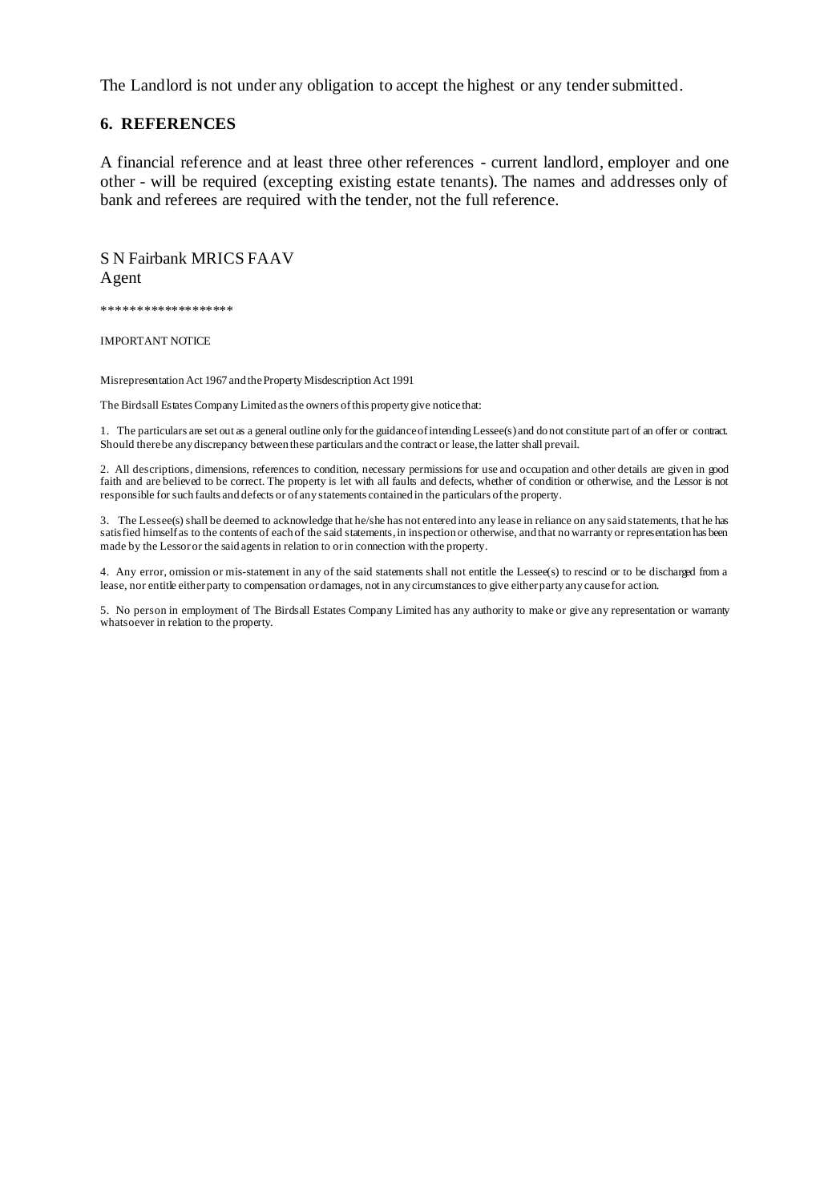The Landlord is not under any obligation to accept the highest or any tender submitted.

## 6. REFERENCES

A financial reference and at least three other references - current landlord, employer and one other - will be required (excepting existing estate tenants). The names and addresses only of bank and referees are required with the tender, not the full reference.

S N Fairbank MRICS FAAV
Agent

******************

IMPORTANT NOTICE

Misrepresentation Act 1967 and the Property Misdescription Act 1991

The Birdsall Estates Company Limited as the owners of this property give notice that:

1. The particulars are set out as a general outline only for the guidance of intending Lessee(s) and do not constitute part of an offer or contract. Should there be any discrepancy between these particulars and the contract or lease, the latter shall prevail.

2. All descriptions, dimensions, references to condition, necessary permissions for use and occupation and other details are given in good faith and are believed to be correct. The property is let with all faults and defects, whether of condition or otherwise, and the Lessor is not responsible for such faults and defects or of any statements contained in the particulars of the property.

3. The Lessee(s) shall be deemed to acknowledge that he/she has not entered into any lease in reliance on any said statements, that he has satisfied himself as to the contents of each of the said statements, in inspection or otherwise, and that no warranty or representation has been made by the Lessor or the said agents in relation to or in connection with the property.

4. Any error, omission or mis-statement in any of the said statements shall not entitle the Lessee(s) to rescind or to be discharged from a lease, nor entitle either party to compensation or damages, not in any circumstances to give either party any cause for action.

5. No person in employment of The Birdsall Estates Company Limited has any authority to make or give any representation or warranty whatsoever in relation to the property.